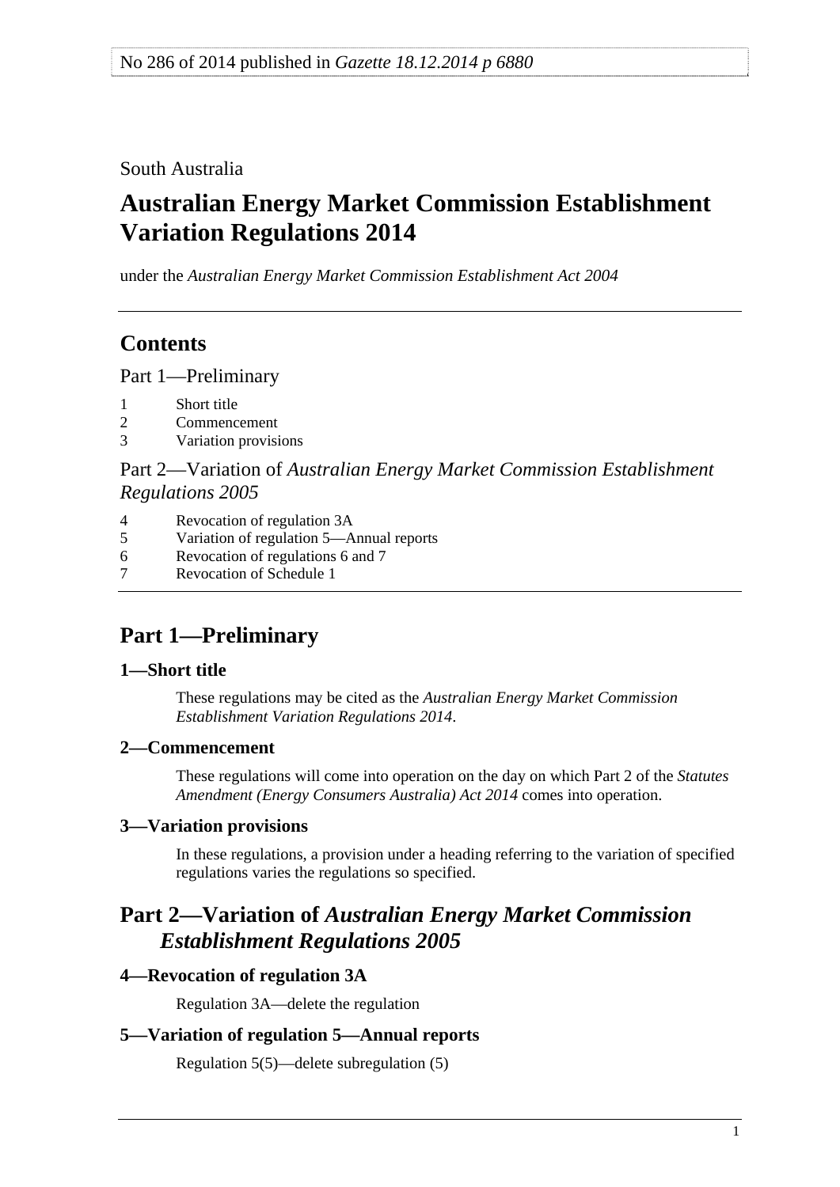No 286 of 2014 published in *Gazette 18.12.2014 p 6880*

South Australia

# Australian Energy Market Commission Establishment Variation Regulations 2014

under the *Australian Energy Market Commission Establishment Act 2004*

## Contents

Part 1—Preliminary

1 Short title
2 Commencement
3 Variation provisions

Part 2—Variation of *Australian Energy Market Commission Establishment Regulations 2005*

4 Revocation of regulation 3A
5 Variation of regulation 5—Annual reports
6 Revocation of regulations 6 and 7
7 Revocation of Schedule 1

## Part 1—Preliminary

### 1—Short title

These regulations may be cited as the *Australian Energy Market Commission Establishment Variation Regulations 2014*.

### 2—Commencement

These regulations will come into operation on the day on which Part 2 of the *Statutes Amendment (Energy Consumers Australia) Act 2014* comes into operation.

### 3—Variation provisions

In these regulations, a provision under a heading referring to the variation of specified regulations varies the regulations so specified.

## Part 2—Variation of *Australian Energy Market Commission Establishment Regulations 2005*

### 4—Revocation of regulation 3A

Regulation 3A—delete the regulation

### 5—Variation of regulation 5—Annual reports

Regulation 5(5)—delete subregulation (5)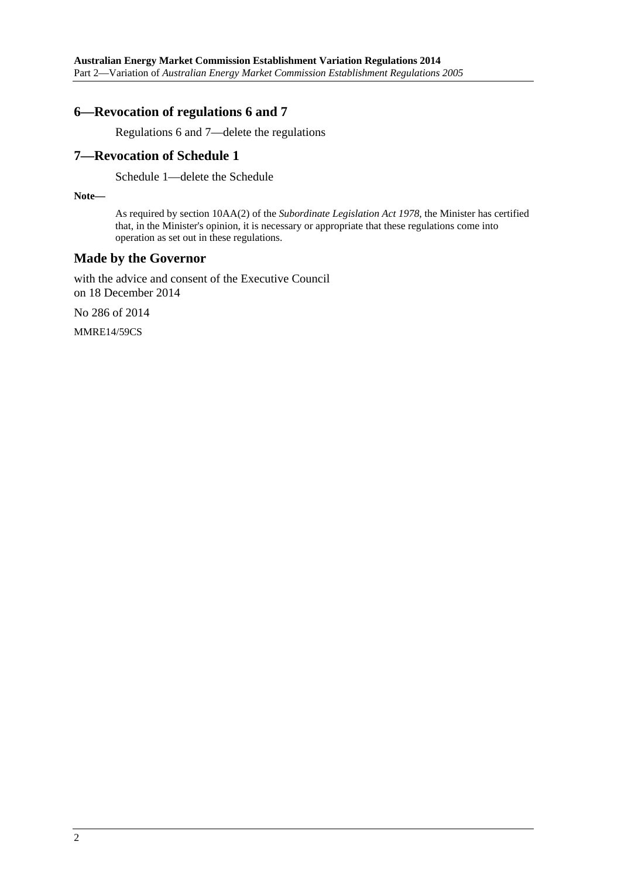## 6—Revocation of regulations 6 and 7

Regulations 6 and 7—delete the regulations

## 7—Revocation of Schedule 1

Schedule 1—delete the Schedule

**Note—**

As required by section 10AA(2) of the *Subordinate Legislation Act 1978*, the Minister has certified that, in the Minister's opinion, it is necessary or appropriate that these regulations come into operation as set out in these regulations.

## Made by the Governor

with the advice and consent of the Executive Council on 18 December 2014

No 286 of 2014

MMRE14/59CS